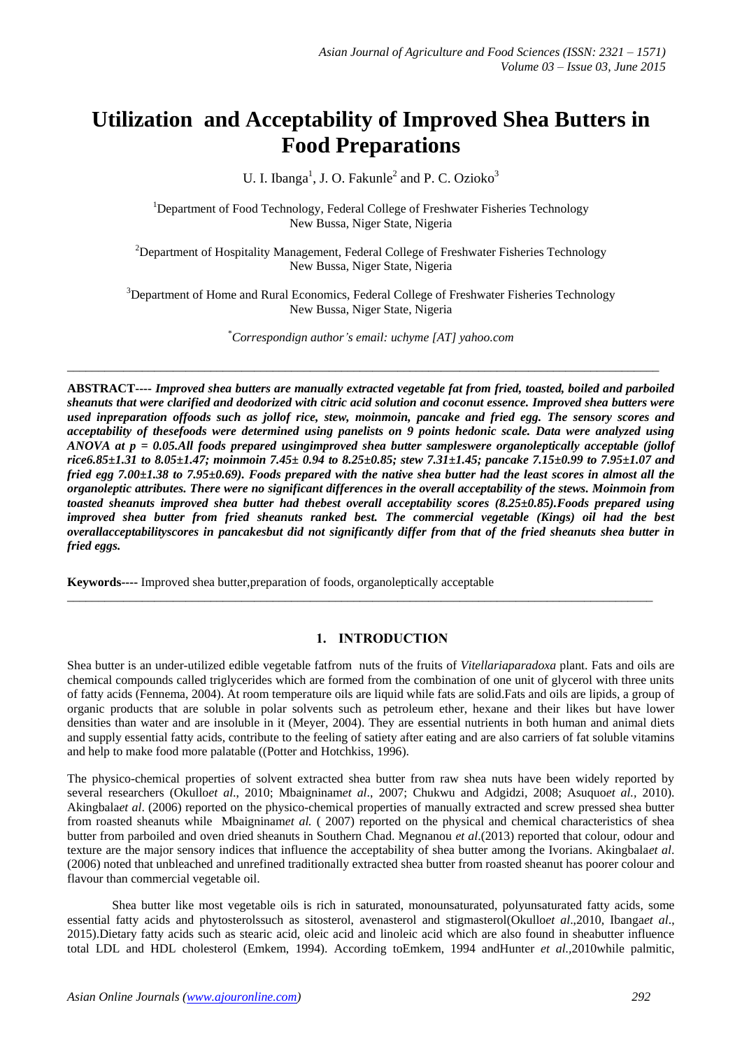# Utilization and Acceptability of Improved Shea Butters in Food Preparations

U. I. Ibanga[1], J. O. Fakunle[2] and P. C. Ozioko[3]

[1]Department of Food Technology, Federal College of Freshwater Fisheries Technology New Bussa, Niger State, Nigeria

[2]Department of Hospitality Management, Federal College of Freshwater Fisheries Technology New Bussa, Niger State, Nigeria

[3]Department of Home and Rural Economics, Federal College of Freshwater Fisheries Technology New Bussa, Niger State, Nigeria

[*]*Correspondign author's email: uchyme [AT] yahoo.com*

---

**ABSTRACT----** ***Improved shea butters are manually extracted vegetable fat from fried, toasted, boiled and parboiled sheanuts that were clarified and deodorized with citric acid solution and coconut essence. Improved shea butters were used inpreparation offoods such as jollof rice, stew, moinmoin, pancake and fried egg. The sensory scores and acceptability of thesefoods were determined using panelists on 9 points hedonic scale. Data were analyzed using ANOVA at p = 0.05.All foods prepared usingimproved shea butter sampleswere organoleptically acceptable (jollof rice6.85±1.31 to 8.05±1.47; moinmoin 7.45± 0.94 to 8.25±0.85; stew 7.31±1.45; pancake 7.15±0.99 to 7.95±1.07 and fried egg 7.00±1.38 to 7.95±0.69). Foods prepared with the native shea butter had the least scores in almost all the organoleptic attributes. There were no significant differences in the overall acceptability of the stews. Moinmoin from toasted sheanuts improved shea butter had thebest overall acceptability scores (8.25±0.85).Foods prepared using improved shea butter from fried sheanuts ranked best. The commercial vegetable (Kings) oil had the best overallacceptabilityscores in pancakesbut did not significantly differ from that of the fried sheanuts shea butter in fried eggs.***

**Keywords----** Improved shea butter,preparation of foods, organoleptically acceptable

---

## 1. INTRODUCTION

Shea butter is an under-utilized edible vegetable fatfrom nuts of the fruits of *Vitellariaparadoxa* plant. Fats and oils are chemical compounds called triglycerides which are formed from the combination of one unit of glycerol with three units of fatty acids (Fennema, 2004). At room temperature oils are liquid while fats are solid.Fats and oils are lipids, a group of organic products that are soluble in polar solvents such as petroleum ether, hexane and their likes but have lower densities than water and are insoluble in it (Meyer, 2004). They are essential nutrients in both human and animal diets and supply essential fatty acids, contribute to the feeling of satiety after eating and are also carriers of fat soluble vitamins and help to make food more palatable ((Potter and Hotchkiss, 1996).

The physico-chemical properties of solvent extracted shea butter from raw shea nuts have been widely reported by several researchers (Okullo*et al*., 2010; Mbaigninam*et al*., 2007; Chukwu and Adgidzi, 2008; Asuquo*et al.*, 2010). Akingbala*et al*. (2006) reported on the physico-chemical properties of manually extracted and screw pressed shea butter from roasted sheanuts while Mbaigninam*et al.* ( 2007) reported on the physical and chemical characteristics of shea butter from parboiled and oven dried sheanuts in Southern Chad. Megnanou *et al*.(2013) reported that colour, odour and texture are the major sensory indices that influence the acceptability of shea butter among the Ivorians. Akingbala*et al*. (2006) noted that unbleached and unrefined traditionally extracted shea butter from roasted sheanut has poorer colour and flavour than commercial vegetable oil.

Shea butter like most vegetable oils is rich in saturated, monounsaturated, polyunsaturated fatty acids, some essential fatty acids and phytosterolssuch as sitosterol, avenasterol and stigmasterol(Okullo*et al*.,2010, Ibanga*et al*., 2015).Dietary fatty acids such as stearic acid, oleic acid and linoleic acid which are also found in sheabutter influence total LDL and HDL cholesterol (Emkem, 1994). According toEmkem, 1994 andHunter *et al.*,2010while palmitic,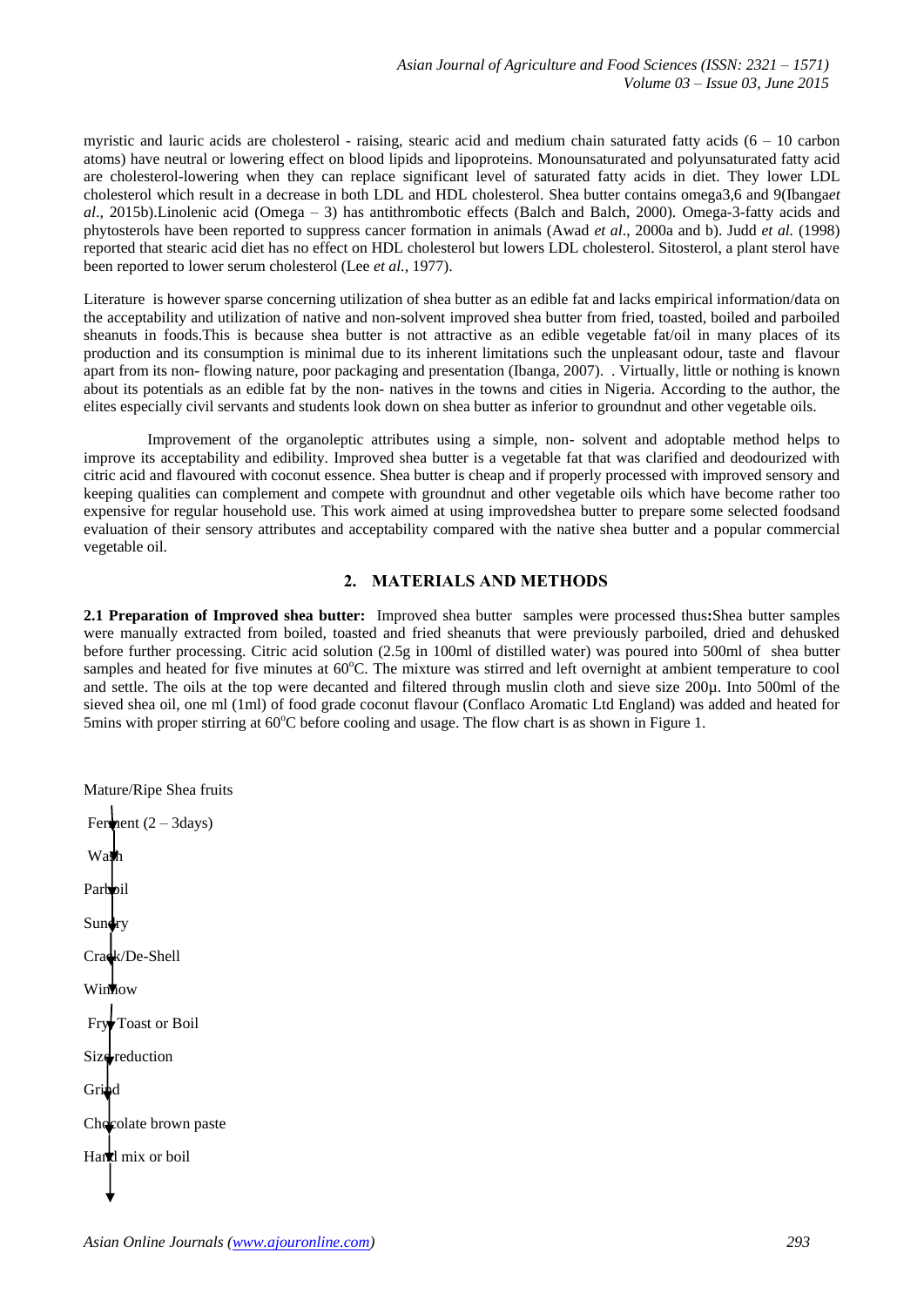myristic and lauric acids are cholesterol - raising, stearic acid and medium chain saturated fatty acids (6 – 10 carbon atoms) have neutral or lowering effect on blood lipids and lipoproteins. Monounsaturated and polyunsaturated fatty acid are cholesterol-lowering when they can replace significant level of saturated fatty acids in diet. They lower LDL cholesterol which result in a decrease in both LDL and HDL cholesterol. Shea butter contains omega3,6 and 9(Ibanga*et al*., 2015b).Linolenic acid (Omega – 3) has antithrombotic effects (Balch and Balch, 2000). Omega-3-fatty acids and phytosterols have been reported to suppress cancer formation in animals (Awad *et al*., 2000a and b). Judd *et al.* (1998) reported that stearic acid diet has no effect on HDL cholesterol but lowers LDL cholesterol. Sitosterol, a plant sterol have been reported to lower serum cholesterol (Lee *et al.,* 1977).

Literature is however sparse concerning utilization of shea butter as an edible fat and lacks empirical information/data on the acceptability and utilization of native and non-solvent improved shea butter from fried, toasted, boiled and parboiled sheanuts in foods.This is because shea butter is not attractive as an edible vegetable fat/oil in many places of its production and its consumption is minimal due to its inherent limitations such the unpleasant odour, taste and flavour apart from its non- flowing nature, poor packaging and presentation (Ibanga, 2007). . Virtually, little or nothing is known about its potentials as an edible fat by the non- natives in the towns and cities in Nigeria. According to the author, the elites especially civil servants and students look down on shea butter as inferior to groundnut and other vegetable oils.

Improvement of the organoleptic attributes using a simple, non- solvent and adoptable method helps to improve its acceptability and edibility. Improved shea butter is a vegetable fat that was clarified and deodourized with citric acid and flavoured with coconut essence. Shea butter is cheap and if properly processed with improved sensory and keeping qualities can complement and compete with groundnut and other vegetable oils which have become rather too expensive for regular household use. This work aimed at using improvedshea butter to prepare some selected foodsand evaluation of their sensory attributes and acceptability compared with the native shea butter and a popular commercial vegetable oil.

## 2. MATERIALS AND METHODS

**2.1 Preparation of Improved shea butter:** Improved shea butter samples were processed thus**:**Shea butter samples were manually extracted from boiled, toasted and fried sheanuts that were previously parboiled, dried and dehusked before further processing. Citric acid solution (2.5g in 100ml of distilled water) was poured into 500ml of shea butter samples and heated for five minutes at 60$^{o}$C. The mixture was stirred and left overnight at ambient temperature to cool and settle. The oils at the top were decanted and filtered through muslin cloth and sieve size 200µ. Into 500ml of the sieved shea oil, one ml (1ml) of food grade coconut flavour (Conflaco Aromatic Ltd England) was added and heated for 5mins with proper stirring at 60$^{o}$C before cooling and usage. The flow chart is as shown in Figure 1.

Mature/Ripe Shea fruits

Ferment (2 – 3days)

Wash

Parboil

Sundry

Crack/De-Shell

Winnow

Fry, Toast or Boil

Size reduction

Grind

Chocolate brown paste

Hand mix or boil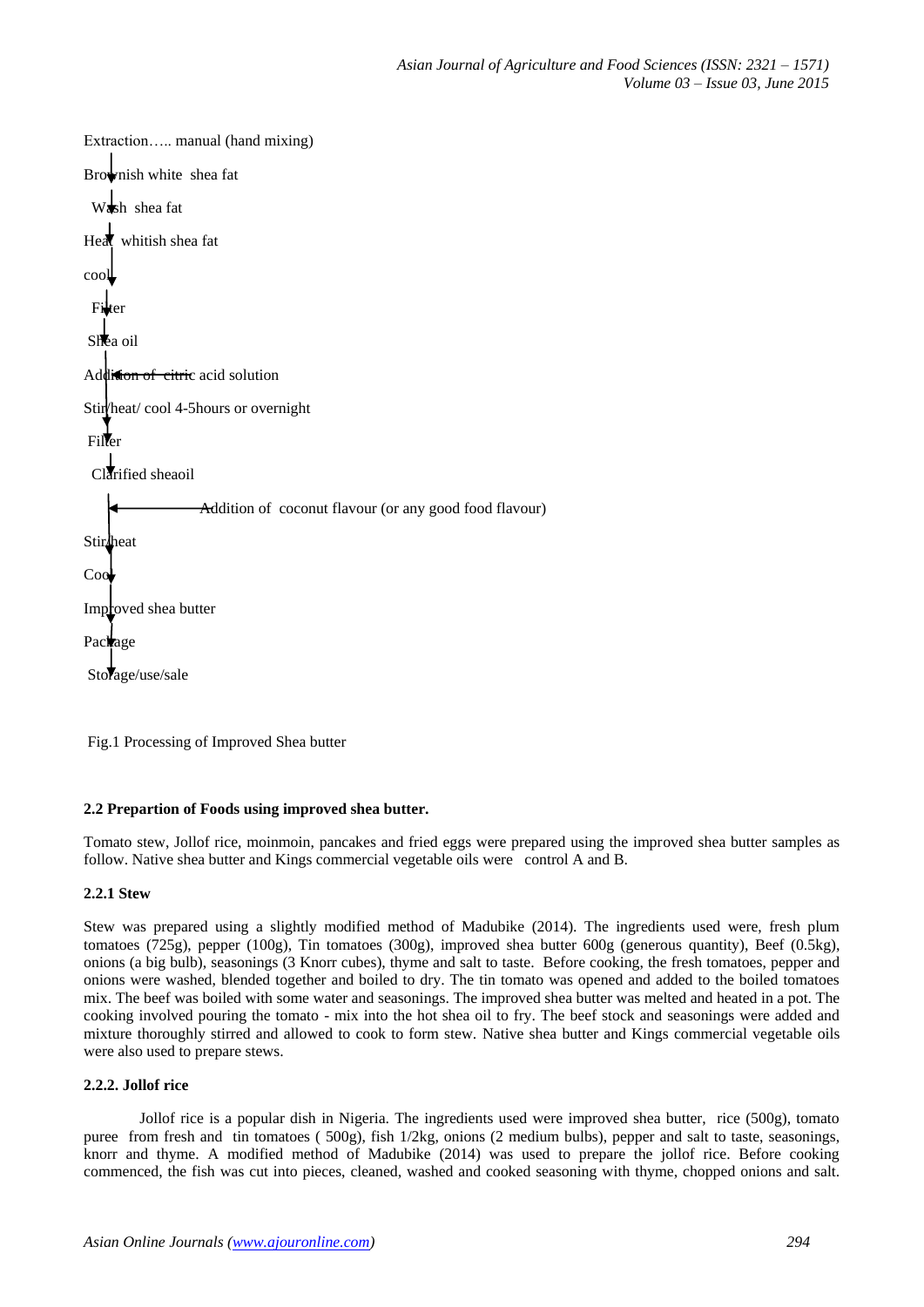Extraction….. manual (hand mixing)

↓

Brownish white shea fat

↓

Wash shea fat

↓

Heat whitish shea fat

↓

cool

↓

Filter

↓

Shea oil

↓

Addition of citric acid solution

↓

Stir/heat/ cool 4-5hours or overnight

↓

Filter

↓

Clarified sheaoil

↓ ←———— Addition of coconut flavour (or any good food flavour)

Stir/heat

↓

Cool

↓

Improved shea butter

↓

Package

↓

Storage/use/sale

Fig.1 Processing of Improved Shea butter

### 2.2 Prepartion of Foods using improved shea butter.

Tomato stew, Jollof rice, moinmoin, pancakes and fried eggs were prepared using the improved shea butter samples as follow. Native shea butter and Kings commercial vegetable oils were control A and B.

#### 2.2.1 Stew

Stew was prepared using a slightly modified method of Madubike (2014). The ingredients used were, fresh plum tomatoes (725g), pepper (100g), Tin tomatoes (300g), improved shea butter 600g (generous quantity), Beef (0.5kg), onions (a big bulb), seasonings (3 Knorr cubes), thyme and salt to taste. Before cooking, the fresh tomatoes, pepper and onions were washed, blended together and boiled to dry. The tin tomato was opened and added to the boiled tomatoes mix. The beef was boiled with some water and seasonings. The improved shea butter was melted and heated in a pot. The cooking involved pouring the tomato - mix into the hot shea oil to fry. The beef stock and seasonings were added and mixture thoroughly stirred and allowed to cook to form stew. Native shea butter and Kings commercial vegetable oils were also used to prepare stews.

#### 2.2.2. Jollof rice

Jollof rice is a popular dish in Nigeria. The ingredients used were improved shea butter, rice (500g), tomato puree from fresh and tin tomatoes ( 500g), fish 1/2kg, onions (2 medium bulbs), pepper and salt to taste, seasonings, knorr and thyme. A modified method of Madubike (2014) was used to prepare the jollof rice. Before cooking commenced, the fish was cut into pieces, cleaned, washed and cooked seasoning with thyme, chopped onions and salt.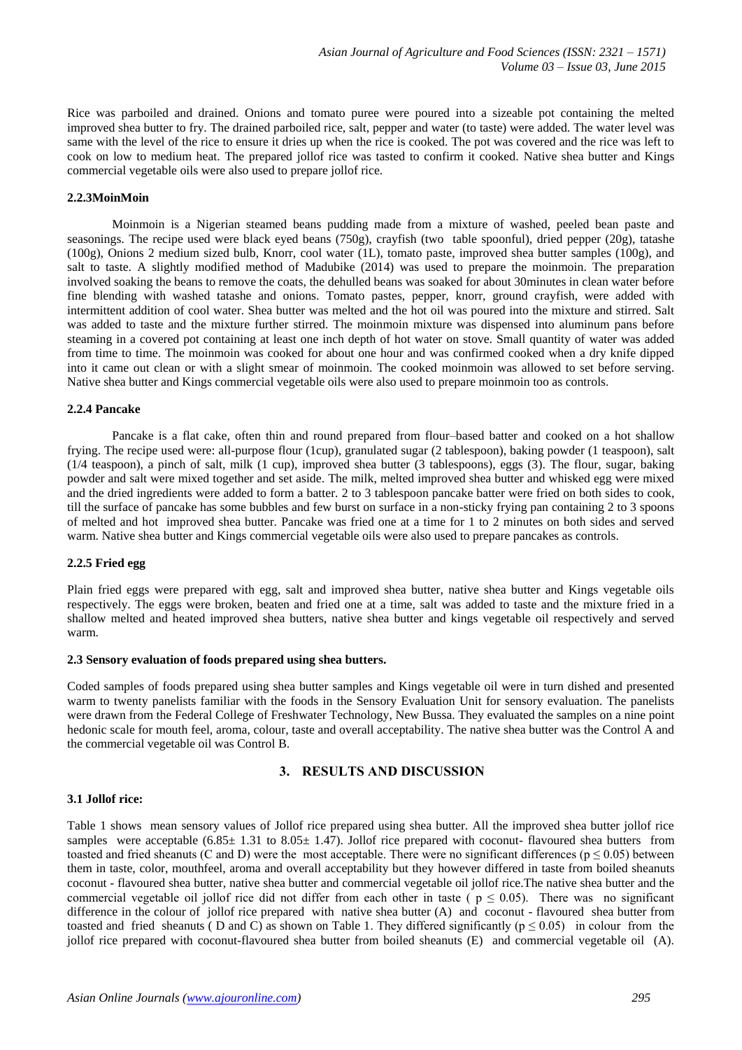Rice was parboiled and drained. Onions and tomato puree were poured into a sizeable pot containing the melted improved shea butter to fry. The drained parboiled rice, salt, pepper and water (to taste) were added. The water level was same with the level of the rice to ensure it dries up when the rice is cooked. The pot was covered and the rice was left to cook on low to medium heat. The prepared jollof rice was tasted to confirm it cooked. Native shea butter and Kings commercial vegetable oils were also used to prepare jollof rice.

### 2.2.3MoinMoin

Moinmoin is a Nigerian steamed beans pudding made from a mixture of washed, peeled bean paste and seasonings. The recipe used were black eyed beans (750g), crayfish (two table spoonful), dried pepper (20g), tatashe (100g), Onions 2 medium sized bulb, Knorr, cool water (1L), tomato paste, improved shea butter samples (100g), and salt to taste. A slightly modified method of Madubike (2014) was used to prepare the moinmoin. The preparation involved soaking the beans to remove the coats, the dehulled beans was soaked for about 30minutes in clean water before fine blending with washed tatashe and onions. Tomato pastes, pepper, knorr, ground crayfish, were added with intermittent addition of cool water. Shea butter was melted and the hot oil was poured into the mixture and stirred. Salt was added to taste and the mixture further stirred. The moinmoin mixture was dispensed into aluminum pans before steaming in a covered pot containing at least one inch depth of hot water on stove. Small quantity of water was added from time to time. The moinmoin was cooked for about one hour and was confirmed cooked when a dry knife dipped into it came out clean or with a slight smear of moinmoin. The cooked moinmoin was allowed to set before serving. Native shea butter and Kings commercial vegetable oils were also used to prepare moinmoin too as controls.

### 2.2.4 Pancake

Pancake is a flat cake, often thin and round prepared from flour–based batter and cooked on a hot shallow frying. The recipe used were: all-purpose flour (1cup), granulated sugar (2 tablespoon), baking powder (1 teaspoon), salt (1/4 teaspoon), a pinch of salt, milk (1 cup), improved shea butter (3 tablespoons), eggs (3). The flour, sugar, baking powder and salt were mixed together and set aside. The milk, melted improved shea butter and whisked egg were mixed and the dried ingredients were added to form a batter. 2 to 3 tablespoon pancake batter were fried on both sides to cook, till the surface of pancake has some bubbles and few burst on surface in a non-sticky frying pan containing 2 to 3 spoons of melted and hot improved shea butter. Pancake was fried one at a time for 1 to 2 minutes on both sides and served warm. Native shea butter and Kings commercial vegetable oils were also used to prepare pancakes as controls.

### 2.2.5 Fried egg

Plain fried eggs were prepared with egg, salt and improved shea butter, native shea butter and Kings vegetable oils respectively. The eggs were broken, beaten and fried one at a time, salt was added to taste and the mixture fried in a shallow melted and heated improved shea butters, native shea butter and kings vegetable oil respectively and served warm.

### 2.3 Sensory evaluation of foods prepared using shea butters.

Coded samples of foods prepared using shea butter samples and Kings vegetable oil were in turn dished and presented warm to twenty panelists familiar with the foods in the Sensory Evaluation Unit for sensory evaluation. The panelists were drawn from the Federal College of Freshwater Technology, New Bussa. They evaluated the samples on a nine point hedonic scale for mouth feel, aroma, colour, taste and overall acceptability. The native shea butter was the Control A and the commercial vegetable oil was Control B.

## 3. RESULTS AND DISCUSSION

### 3.1 Jollof rice:

Table 1 shows mean sensory values of Jollof rice prepared using shea butter. All the improved shea butter jollof rice samples were acceptable (6.85± 1.31 to 8.05± 1.47). Jollof rice prepared with coconut- flavoured shea butters from toasted and fried sheanuts (C and D) were the most acceptable. There were no significant differences ($p \leq 0.05$) between them in taste, color, mouthfeel, aroma and overall acceptability but they however differed in taste from boiled sheanuts coconut - flavoured shea butter, native shea butter and commercial vegetable oil jollof rice.The native shea butter and the commercial vegetable oil jollof rice did not differ from each other in taste ( $p \leq 0.05$). There was no significant difference in the colour of jollof rice prepared with native shea butter (A) and coconut - flavoured shea butter from toasted and fried sheanuts ( D and C) as shown on Table 1. They differed significantly ($p \leq 0.05$) in colour from the jollof rice prepared with coconut-flavoured shea butter from boiled sheanuts (E) and commercial vegetable oil (A).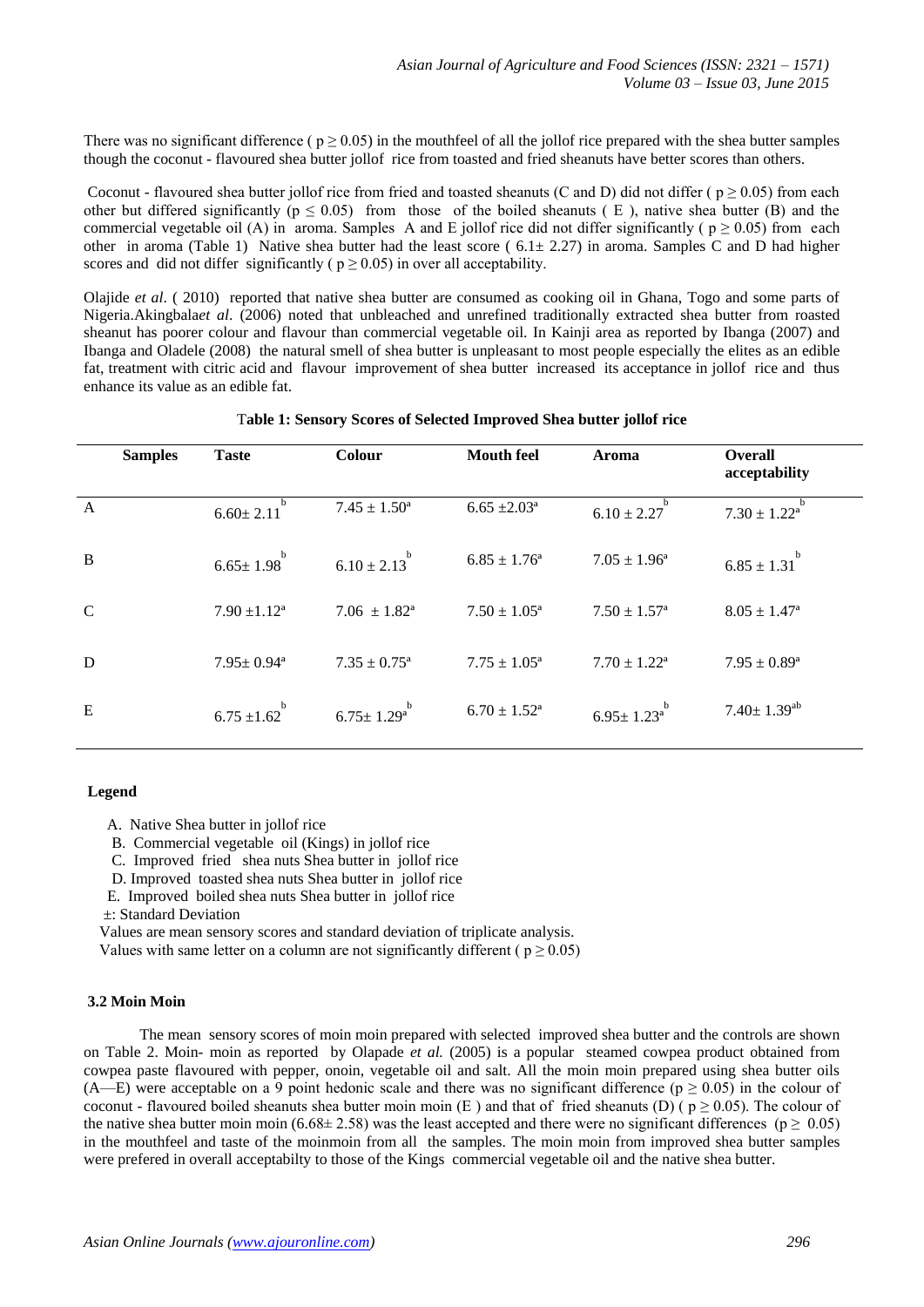There was no significant difference ( $p \geq 0.05$) in the mouthfeel of all the jollof rice prepared with the shea butter samples though the coconut - flavoured shea butter jollof rice from toasted and fried sheanuts have better scores than others.

Coconut - flavoured shea butter jollof rice from fried and toasted sheanuts (C and D) did not differ ( $p \geq 0.05$) from each other but differed significantly ($p \leq 0.05$) from those of the boiled sheanuts ( E ), native shea butter (B) and the commercial vegetable oil (A) in aroma. Samples A and E jollof rice did not differ significantly ( $p \geq 0.05$) from each other in aroma (Table 1) Native shea butter had the least score ( $6.1 \pm 2.27$) in aroma. Samples C and D had higher scores and did not differ significantly ( $p \geq 0.05$) in over all acceptability.

Olajide *et al*. ( 2010) reported that native shea butter are consumed as cooking oil in Ghana, Togo and some parts of Nigeria.Akingbala*et al*. (2006) noted that unbleached and unrefined traditionally extracted shea butter from roasted sheanut has poorer colour and flavour than commercial vegetable oil. In Kainji area as reported by Ibanga (2007) and Ibanga and Oladele (2008) the natural smell of shea butter is unpleasant to most people especially the elites as an edible fat, treatment with citric acid and flavour improvement of shea butter increased its acceptance in jollof rice and thus enhance its value as an edible fat.

**Table 1: Sensory Scores of Selected Improved Shea butter jollof rice**

| Samples | Taste | Colour | Mouth feel | Aroma | Overall acceptability |
|---|---|---|---|---|---|
| A | $6.60 \pm 2.11^{b}$ | $7.45 \pm 1.50^{a}$ | $6.65 \pm 2.03^{a}$ | $6.10 \pm 2.27^{b}$ | $7.30 \pm 1.22^{ab}$ |
| B | $6.65 \pm 1.98^{b}$ | $6.10 \pm 2.13^{b}$ | $6.85 \pm 1.76^{a}$ | $7.05 \pm 1.96^{a}$ | $6.85 \pm 1.31^{b}$ |
| C | $7.90 \pm 1.12^{a}$ | $7.06 \pm 1.82^{a}$ | $7.50 \pm 1.05^{a}$ | $7.50 \pm 1.57^{a}$ | $8.05 \pm 1.47^{a}$ |
| D | $7.95 \pm 0.94^{a}$ | $7.35 \pm 0.75^{a}$ | $7.75 \pm 1.05^{a}$ | $7.70 \pm 1.22^{a}$ | $7.95 \pm 0.89^{a}$ |
| E | $6.75 \pm 1.62^{b}$ | $6.75 \pm 1.29^{ab}$ | $6.70 \pm 1.52^{a}$ | $6.95 \pm 1.23^{ab}$ | $7.40 \pm 1.39^{ab}$ |

**Legend**

A. Native Shea butter in jollof rice
B. Commercial vegetable oil (Kings) in jollof rice
C. Improved fried shea nuts Shea butter in jollof rice
D. Improved toasted shea nuts Shea butter in jollof rice
E. Improved boiled shea nuts Shea butter in jollof rice
±: Standard Deviation
Values are mean sensory scores and standard deviation of triplicate analysis.
Values with same letter on a column are not significantly different ( $p \geq 0.05$)

### 3.2 Moin Moin

The mean sensory scores of moin moin prepared with selected improved shea butter and the controls are shown on Table 2. Moin- moin as reported by Olapade *et al.* (2005) is a popular steamed cowpea product obtained from cowpea paste flavoured with pepper, onoin, vegetable oil and salt. All the moin moin prepared using shea butter oils (A—E) were acceptable on a 9 point hedonic scale and there was no significant difference ($p \geq 0.05$) in the colour of coconut - flavoured boiled sheanuts shea butter moin moin (E ) and that of fried sheanuts (D) ( $p \geq 0.05$). The colour of the native shea butter moin moin ($6.68 \pm 2.58$) was the least accepted and there were no significant differences ($p \geq 0.05$) in the mouthfeel and taste of the moinmoin from all the samples. The moin moin from improved shea butter samples were prefered in overall acceptabilty to those of the Kings commercial vegetable oil and the native shea butter.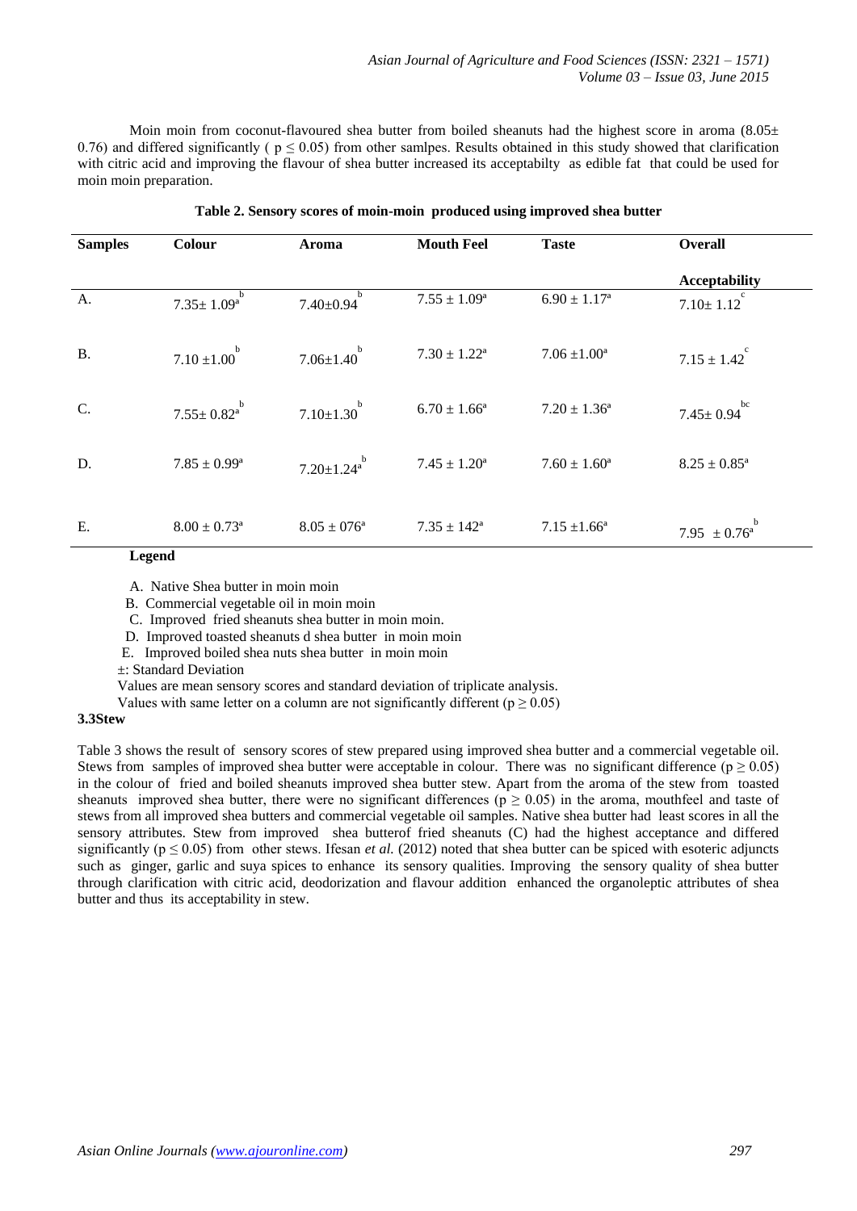Moin moin from coconut-flavoured shea butter from boiled sheanuts had the highest score in aroma (8.05± 0.76) and differed significantly ( $p \leq 0.05$) from other samlpes. Results obtained in this study showed that clarification with citric acid and improving the flavour of shea butter increased its acceptabilty as edible fat that could be used for moin moin preparation.

**Table 2. Sensory scores of moin-moin produced using improved shea butter**

| Samples | Colour | Aroma | Mouth Feel | Taste | Overall Acceptability |
|---|---|---|---|---|---|
| A. | $7.35\pm 1.09^{ab}$ | $7.40\pm0.94^{b}$ | $7.55 \pm 1.09^{a}$ | $6.90 \pm 1.17^{a}$ | $7.10\pm 1.12^{c}$ |
| B. | $7.10 \pm1.00^{b}$ | $7.06\pm1.40^{b}$ | $7.30 \pm 1.22^{a}$ | $7.06 \pm1.00^{a}$ | $7.15 \pm 1.42^{c}$ |
| C. | $7.55\pm 0.82^{ab}$ | $7.10\pm1.30^{b}$ | $6.70 \pm 1.66^{a}$ | $7.20 \pm 1.36^{a}$ | $7.45\pm 0.94^{bc}$ |
| D. | $7.85 \pm 0.99^{a}$ | $7.20\pm1.24^{ab}$ | $7.45 \pm 1.20^{a}$ | $7.60 \pm 1.60^{a}$ | $8.25 \pm 0.85^{a}$ |
| E. | $8.00 \pm 0.73^{a}$ | $8.05 \pm 076^{a}$ | $7.35 \pm 142^{a}$ | $7.15 \pm1.66^{a}$ | $7.95 \pm 0.76^{ab}$ |

**Legend**

A. Native Shea butter in moin moin
B. Commercial vegetable oil in moin moin
C. Improved fried sheanuts shea butter in moin moin.
D. Improved toasted sheanuts d shea butter in moin moin
E. Improved boiled shea nuts shea butter in moin moin

±: Standard Deviation

Values are mean sensory scores and standard deviation of triplicate analysis.

Values with same letter on a column are not significantly different ($p \geq 0.05$)

### 3.3Stew

Table 3 shows the result of sensory scores of stew prepared using improved shea butter and a commercial vegetable oil. Stews from samples of improved shea butter were acceptable in colour. There was no significant difference ($p \geq 0.05$) in the colour of fried and boiled sheanuts improved shea butter stew. Apart from the aroma of the stew from toasted sheanuts improved shea butter, there were no significant differences ($p \geq 0.05$) in the aroma, mouthfeel and taste of stews from all improved shea butters and commercial vegetable oil samples. Native shea butter had least scores in all the sensory attributes. Stew from improved shea butterof fried sheanuts (C) had the highest acceptance and differed significantly ($p \leq 0.05$) from other stews. Ifesan *et al.* (2012) noted that shea butter can be spiced with esoteric adjuncts such as ginger, garlic and suya spices to enhance its sensory qualities. Improving the sensory quality of shea butter through clarification with citric acid, deodorization and flavour addition enhanced the organoleptic attributes of shea butter and thus its acceptability in stew.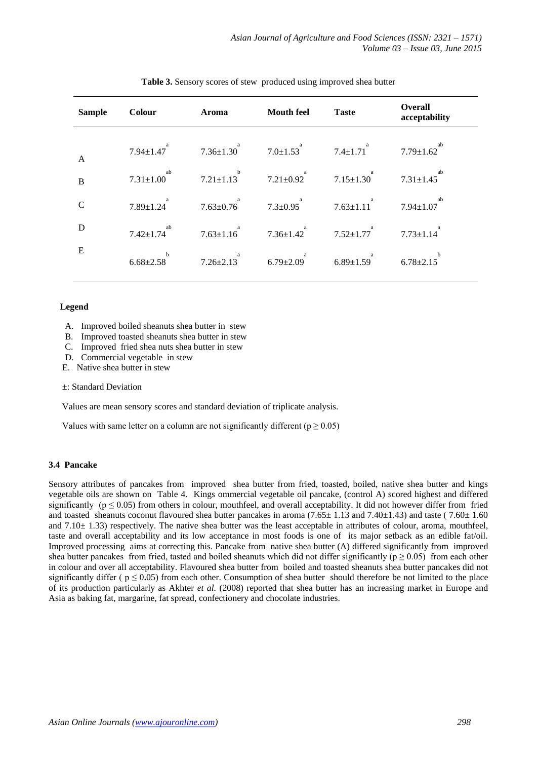**Table 3.** Sensory scores of stew produced using improved shea butter

| Sample | Colour | Aroma | Mouth feel | Taste | Overall acceptability |
|---|---|---|---|---|---|
| A | 7.94±1.47$^{a}$ | 7.36±1.30$^{a}$ | 7.0±1.53$^{a}$ | 7.4±1.71$^{a}$ | 7.79±1.62$^{ab}$ |
| B | 7.31±1.00$^{ab}$ | 7.21±1.13$^{b}$ | 7.21±0.92$^{a}$ | 7.15±1.30$^{a}$ | 7.31±1.45$^{ab}$ |
| C | 7.89±1.24$^{a}$ | 7.63±0.76$^{a}$ | 7.3±0.95$^{a}$ | 7.63±1.11$^{a}$ | 7.94±1.07$^{ab}$ |
| D | 7.42±1.74$^{ab}$ | 7.63±1.16$^{a}$ | 7.36±1.42$^{a}$ | 7.52±1.77$^{a}$ | 7.73±1.14$^{a}$ |
| E | 6.68±2.58$^{b}$ | 7.26±2.13$^{a}$ | 6.79±2.09$^{a}$ | 6.89±1.59$^{a}$ | 6.78±2.15$^{b}$ |

**Legend**

A. Improved boiled sheanuts shea butter in stew
B. Improved toasted sheanuts shea butter in stew
C. Improved fried shea nuts shea butter in stew
D. Commercial vegetable in stew
E. Native shea butter in stew

±: Standard Deviation

Values are mean sensory scores and standard deviation of triplicate analysis.

Values with same letter on a column are not significantly different ($p \geq 0.05$)

### 3.4 Pancake

Sensory attributes of pancakes from improved shea butter from fried, toasted, boiled, native shea butter and kings vegetable oils are shown on Table 4. Kings ommercial vegetable oil pancake, (control A) scored highest and differed significantly ($p \leq 0.05$) from others in colour, mouthfeel, and overall acceptability. It did not however differ from fried and toasted sheanuts coconut flavoured shea butter pancakes in aroma (7.65± 1.13 and 7.40±1.43) and taste ( 7.60± 1.60 and 7.10± 1.33) respectively. The native shea butter was the least acceptable in attributes of colour, aroma, mouthfeel, taste and overall acceptability and its low acceptance in most foods is one of its major setback as an edible fat/oil. Improved processing aims at correcting this. Pancake from native shea butter (A) differed significantly from improved shea butter pancakes from fried, tasted and boiled sheanuts which did not differ significantly ($p \geq 0.05$) from each other in colour and over all acceptability. Flavoured shea butter from boiled and toasted sheanuts shea butter pancakes did not significantly differ ( $p \leq 0.05$) from each other. Consumption of shea butter should therefore be not limited to the place of its production particularly as Akhter *et al.* (2008) reported that shea butter has an increasing market in Europe and Asia as baking fat, margarine, fat spread, confectionery and chocolate industries.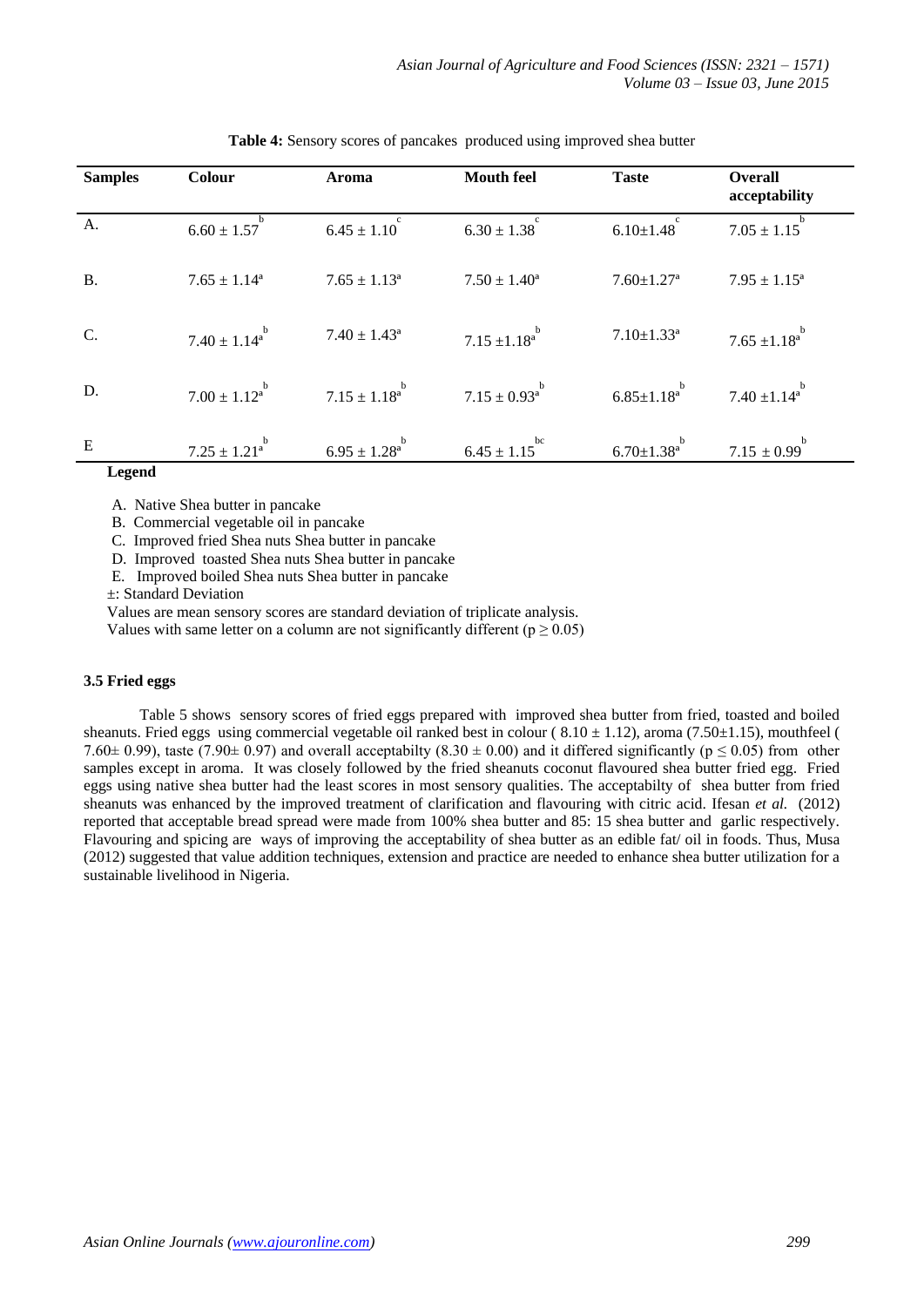**Table 4:** Sensory scores of pancakes produced using improved shea butter

| Samples | Colour | Aroma | Mouth feel | Taste | Overall acceptability |
|---|---|---|---|---|---|
| A. | $6.60 \pm 1.57^{b}$ | $6.45 \pm 1.10^{c}$ | $6.30 \pm 1.38^{c}$ | $6.10 \pm 1.48^{c}$ | $7.05 \pm 1.15^{b}$ |
| B. | $7.65 \pm 1.14^{a}$ | $7.65 \pm 1.13^{a}$ | $7.50 \pm 1.40^{a}$ | $7.60 \pm 1.27^{a}$ | $7.95 \pm 1.15^{a}$ |
| C. | $7.40 \pm 1.14^{ab}$ | $7.40 \pm 1.43^{a}$ | $7.15 \pm 1.18^{ab}$ | $7.10 \pm 1.33^{a}$ | $7.65 \pm 1.18^{ab}$ |
| D. | $7.00 \pm 1.12^{ab}$ | $7.15 \pm 1.18^{ab}$ | $7.15 \pm 0.93^{ab}$ | $6.85 \pm 1.18^{ab}$ | $7.40 \pm 1.14^{ab}$ |
| E | $7.25 \pm 1.21^{ab}$ | $6.95 \pm 1.28^{ab}$ | $6.45 \pm 1.15^{bc}$ | $6.70 \pm 1.38^{ab}$ | $7.15 \pm 0.99^{b}$ |

**Legend**

A. Native Shea butter in pancake
B. Commercial vegetable oil in pancake
C. Improved fried Shea nuts Shea butter in pancake
D. Improved toasted Shea nuts Shea butter in pancake
E. Improved boiled Shea nuts Shea butter in pancake

±: Standard Deviation

Values are mean sensory scores are standard deviation of triplicate analysis.

Values with same letter on a column are not significantly different ($p \geq 0.05$)

### 3.5 Fried eggs

Table 5 shows sensory scores of fried eggs prepared with improved shea butter from fried, toasted and boiled sheanuts. Fried eggs using commercial vegetable oil ranked best in colour ( $8.10 \pm 1.12$), aroma ($7.50 \pm 1.15$), mouthfeel ( $7.60 \pm 0.99$), taste ($7.90 \pm 0.97$) and overall acceptabilty ($8.30 \pm 0.00$) and it differed significantly ($p \leq 0.05$) from other samples except in aroma. It was closely followed by the fried sheanuts coconut flavoured shea butter fried egg. Fried eggs using native shea butter had the least scores in most sensory qualities. The acceptabilty of shea butter from fried sheanuts was enhanced by the improved treatment of clarification and flavouring with citric acid. Ifesan *et al.* (2012) reported that acceptable bread spread were made from 100% shea butter and 85: 15 shea butter and garlic respectively. Flavouring and spicing are ways of improving the acceptability of shea butter as an edible fat/ oil in foods. Thus, Musa (2012) suggested that value addition techniques, extension and practice are needed to enhance shea butter utilization for a sustainable livelihood in Nigeria.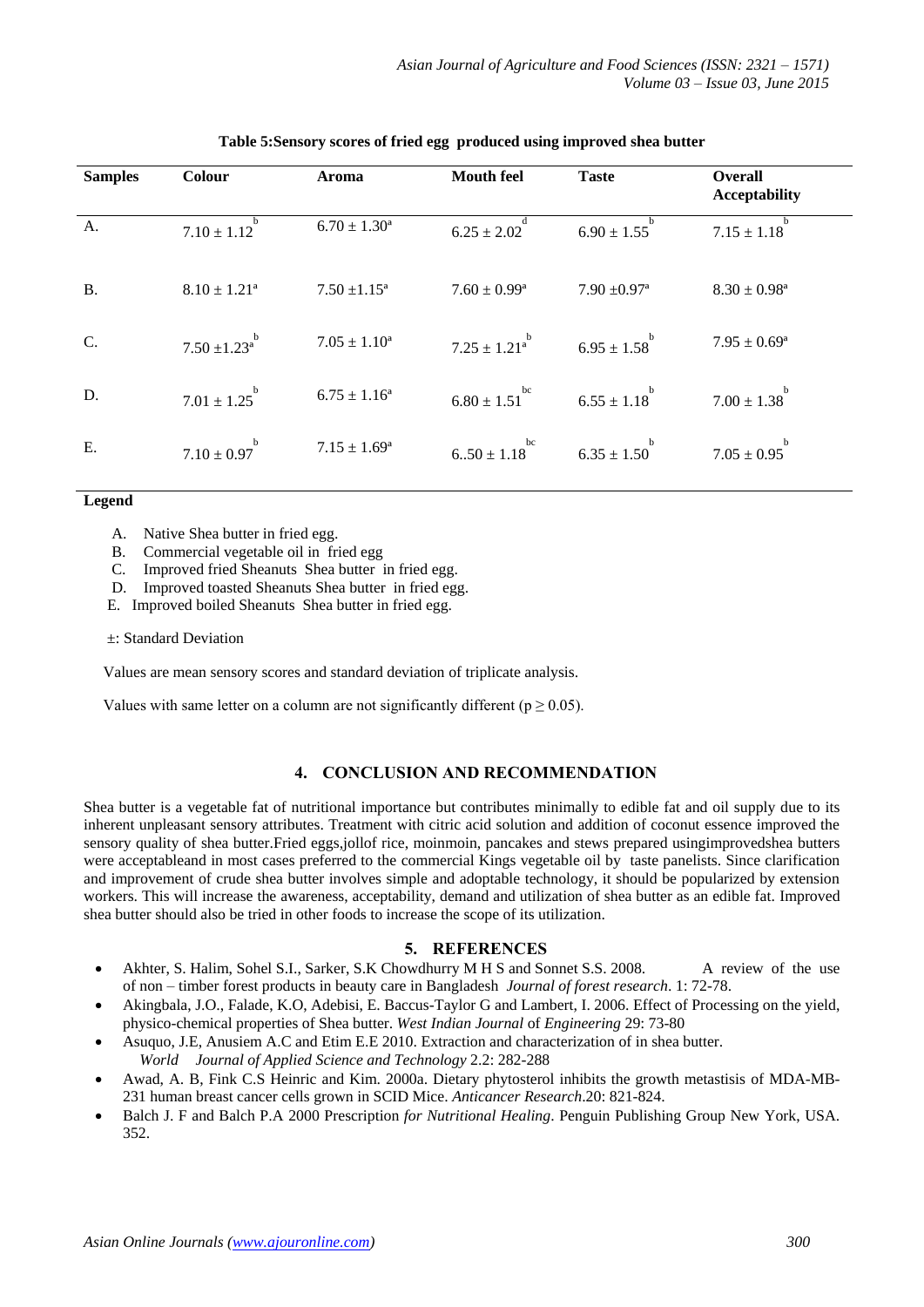**Table 5:Sensory scores of fried egg produced using improved shea butter**

| Samples | Colour | Aroma | Mouth feel | Taste | Overall Acceptability |
|---|---|---|---|---|---|
| A. | 7.10 ± 1.12[b] | 6.70 ± 1.30[a] | 6.25 ± 2.02[d] | 6.90 ± 1.55[b] | 7.15 ± 1.18[b] |
| B. | 8.10 ± 1.21[a] | 7.50 ±1.15[a] | 7.60 ± 0.99[a] | 7.90 ±0.97[a] | 8.30 ± 0.98[a] |
| C. | 7.50 ±1.23[ab] | 7.05 ± 1.10[a] | 7.25 ± 1.21[ab] | 6.95 ± 1.58[b] | 7.95 ± 0.69[a] |
| D. | 7.01 ± 1.25[b] | 6.75 ± 1.16[a] | 6.80 ± 1.51[bc] | 6.55 ± 1.18[b] | 7.00 ± 1.38[b] |
| E. | 7.10 ± 0.97[b] | 7.15 ± 1.69[a] | 6..50 ± 1.18[bc] | 6.35 ± 1.50[b] | 7.05 ± 0.95[b] |

**Legend**

A. Native Shea butter in fried egg.
B. Commercial vegetable oil in fried egg
C. Improved fried Sheanuts Shea butter in fried egg.
D. Improved toasted Sheanuts Shea butter in fried egg.
E. Improved boiled Sheanuts Shea butter in fried egg.

±: Standard Deviation

Values are mean sensory scores and standard deviation of triplicate analysis.

Values with same letter on a column are not significantly different ($p \geq 0.05$).

## 4. CONCLUSION AND RECOMMENDATION

Shea butter is a vegetable fat of nutritional importance but contributes minimally to edible fat and oil supply due to its inherent unpleasant sensory attributes. Treatment with citric acid solution and addition of coconut essence improved the sensory quality of shea butter.Fried eggs,jollof rice, moinmoin, pancakes and stews prepared usingimprovedshea butters were acceptableand in most cases preferred to the commercial Kings vegetable oil by taste panelists. Since clarification and improvement of crude shea butter involves simple and adoptable technology, it should be popularized by extension workers. This will increase the awareness, acceptability, demand and utilization of shea butter as an edible fat. Improved shea butter should also be tried in other foods to increase the scope of its utilization.

## 5. REFERENCES

- Akhter, S. Halim, Sohel S.I., Sarker, S.K Chowdhurry M H S and Sonnet S.S. 2008. A review of the use of non – timber forest products in beauty care in Bangladesh *Journal of forest research*. 1: 72-78.
- Akingbala, J.O., Falade, K.O, Adebisi, E. Baccus-Taylor G and Lambert, I. 2006. Effect of Processing on the yield, physico-chemical properties of Shea butter. *West Indian Journal* of *Engineering* 29: 73-80
- Asuquo, J.E, Anusiem A.C and Etim E.E 2010. Extraction and characterization of in shea butter. *World Journal of Applied Science and Technology* 2.2: 282-288
- Awad, A. B, Fink C.S Heinric and Kim. 2000a. Dietary phytosterol inhibits the growth metastisis of MDA-MB-231 human breast cancer cells grown in SCID Mice. *Anticancer Research*.20: 821-824.
- Balch J. F and Balch P.A 2000 Prescription *for Nutritional Healing*. Penguin Publishing Group New York, USA. 352.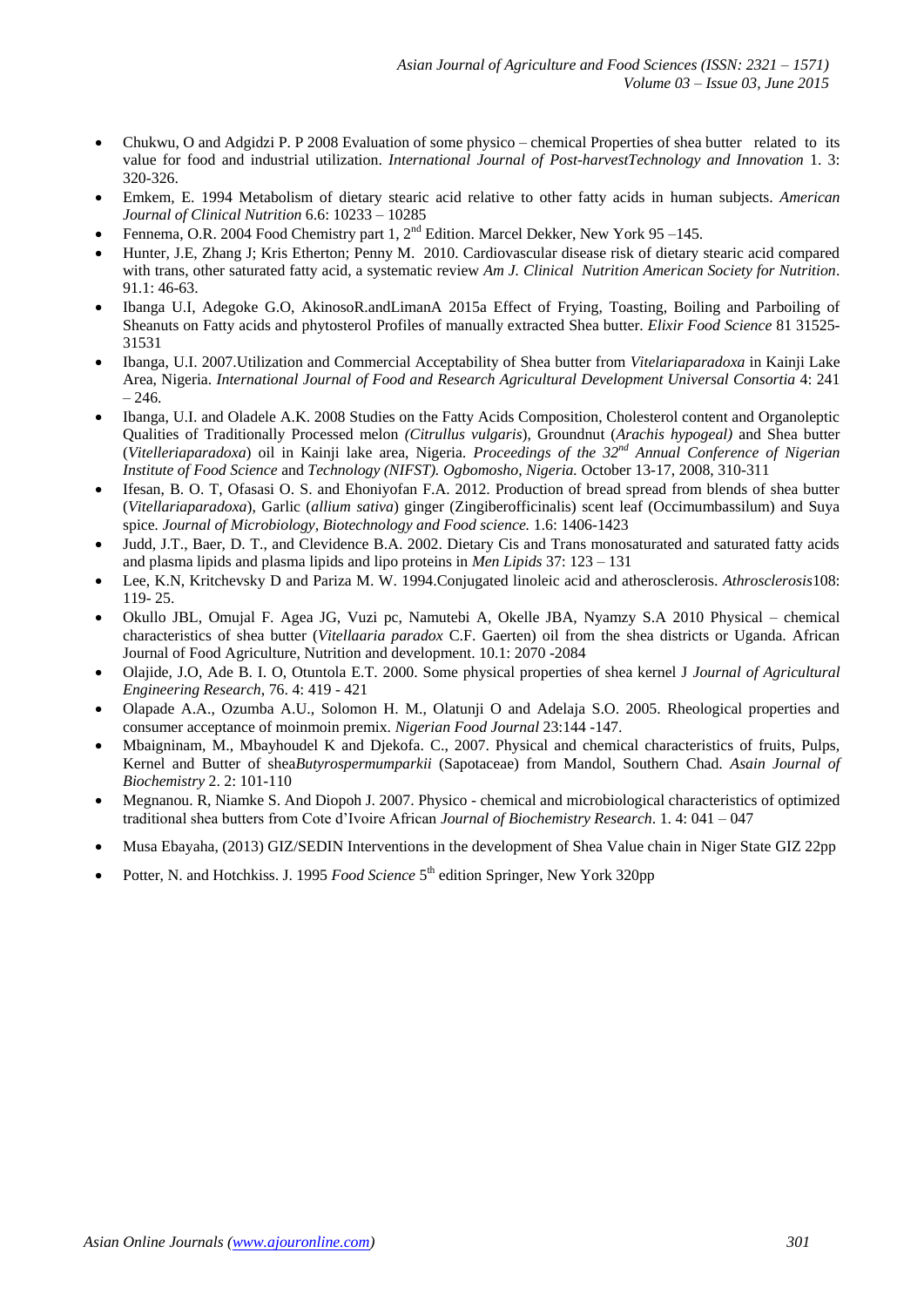- Chukwu, O and Adgidzi P. P 2008 Evaluation of some physico – chemical Properties of shea butter related to its value for food and industrial utilization. *International Journal of Post-harvestTechnology and Innovation* 1. 3: 320-326.
- Emkem, E. 1994 Metabolism of dietary stearic acid relative to other fatty acids in human subjects. *American Journal of Clinical Nutrition* 6.6: 10233 – 10285
- Fennema, O.R. 2004 Food Chemistry part 1, 2nd Edition. Marcel Dekker, New York 95 –145.
- Hunter, J.E, Zhang J; Kris Etherton; Penny M. 2010. Cardiovascular disease risk of dietary stearic acid compared with trans, other saturated fatty acid, a systematic review *Am J. Clinical Nutrition American Society for Nutrition*. 91.1: 46-63.
- Ibanga U.I, Adegoke G.O, AkinosoR.andLimanA 2015a Effect of Frying, Toasting, Boiling and Parboiling of Sheanuts on Fatty acids and phytosterol Profiles of manually extracted Shea butter. *Elixir Food Science* 81 31525-31531
- Ibanga, U.I. 2007.Utilization and Commercial Acceptability of Shea butter from *Vitelariaparadoxa* in Kainji Lake Area, Nigeria. *International Journal of Food and Research Agricultural Development Universal Consortia* 4: 241 – 246.
- Ibanga, U.I. and Oladele A.K. 2008 Studies on the Fatty Acids Composition, Cholesterol content and Organoleptic Qualities of Traditionally Processed melon *(Citrullus vulgaris*), Groundnut (*Arachis hypogeal)* and Shea butter (*Vitelleriaparadoxa*) oil in Kainji lake area, Nigeria. *Proceedings of the 32nd Annual Conference of Nigerian Institute of Food Science* and *Technology (NIFST). Ogbomosho, Nigeria.* October 13-17, 2008, 310-311
- Ifesan, B. O. T, Ofasasi O. S. and Ehoniyofan F.A. 2012. Production of bread spread from blends of shea butter (*Vitellariaparadoxa*), Garlic (*allium sativa*) ginger (Zingiberofficinalis) scent leaf (Occimumbassilum) and Suya spice. *Journal of Microbiology, Biotechnology and Food science.* 1.6: 1406-1423
- Judd, J.T., Baer, D. T., and Clevidence B.A. 2002. Dietary Cis and Trans monosaturated and saturated fatty acids and plasma lipids and plasma lipids and lipo proteins in *Men Lipids* 37: 123 – 131
- Lee, K.N, Kritchevsky D and Pariza M. W. 1994.Conjugated linoleic acid and atherosclerosis. *Athrosclerosis*108: 119- 25.
- Okullo JBL, Omujal F. Agea JG, Vuzi pc, Namutebi A, Okelle JBA, Nyamzy S.A 2010 Physical – chemical characteristics of shea butter (*Vitellaaria paradox* C.F. Gaerten) oil from the shea districts or Uganda. African Journal of Food Agriculture, Nutrition and development. 10.1: 2070 -2084
- Olajide, J.O, Ade B. I. O, Otuntola E.T. 2000. Some physical properties of shea kernel J *Journal of Agricultural Engineering Research*, 76. 4: 419 - 421
- Olapade A.A., Ozumba A.U., Solomon H. M., Olatunji O and Adelaja S.O. 2005. Rheological properties and consumer acceptance of moinmoin premix. *Nigerian Food Journal* 23:144 -147.
- Mbaigninam, M., Mbayhoudel K and Djekofa. C., 2007. Physical and chemical characteristics of fruits, Pulps, Kernel and Butter of shea*Butyrospermumparkii* (Sapotaceae) from Mandol, Southern Chad. *Asain Journal of Biochemistry* 2. 2: 101-110
- Megnanou. R, Niamke S. And Diopoh J. 2007. Physico - chemical and microbiological characteristics of optimized traditional shea butters from Cote d'Ivoire African *Journal of Biochemistry Research*. 1. 4: 041 – 047
- Musa Ebayaha, (2013) GIZ/SEDIN Interventions in the development of Shea Value chain in Niger State GIZ 22pp
- Potter, N. and Hotchkiss. J. 1995 *Food Science* 5th edition Springer, New York 320pp